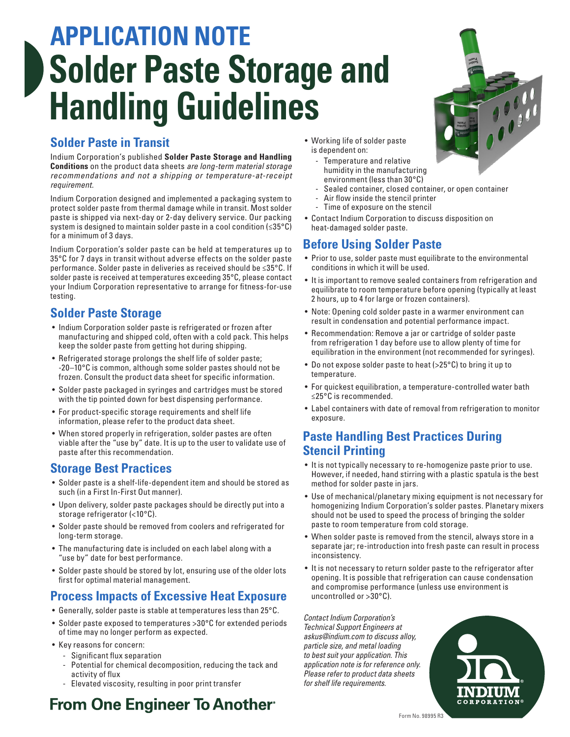# APPLICATION NOTE
# Solder Paste Storage and Handling Guidelines

## Solder Paste in Transit

Indium Corporation's published **Solder Paste Storage and Handling Conditions** on the product data sheets *are long-term material storage recommendations and not a shipping or temperature-at-receipt requirement*.

Indium Corporation designed and implemented a packaging system to protect solder paste from thermal damage while in transit. Most solder paste is shipped via next-day or 2-day delivery service. Our packing system is designed to maintain solder paste in a cool condition (≤35°C) for a minimum of 3 days.

Indium Corporation's solder paste can be held at temperatures up to 35°C for 7 days in transit without adverse effects on the solder paste performance. Solder paste in deliveries as received should be ≤35°C. If solder paste is received at temperatures exceeding 35°C, please contact your Indium Corporation representative to arrange for fitness-for-use testing.

## Solder Paste Storage

- Indium Corporation solder paste is refrigerated or frozen after manufacturing and shipped cold, often with a cold pack. This helps keep the solder paste from getting hot during shipping.
- Refrigerated storage prolongs the shelf life of solder paste; -20–10°C is common, although some solder pastes should not be frozen. Consult the product data sheet for specific information.
- Solder paste packaged in syringes and cartridges must be stored with the tip pointed down for best dispensing performance.
- For product-specific storage requirements and shelf life information, please refer to the product data sheet.
- When stored properly in refrigeration, solder pastes are often viable after the "use by" date. It is up to the user to validate use of paste after this recommendation.

## Storage Best Practices

- Solder paste is a shelf-life-dependent item and should be stored as such (in a First In-First Out manner).
- Upon delivery, solder paste packages should be directly put into a storage refrigerator (<10°C).
- Solder paste should be removed from coolers and refrigerated for long-term storage.
- The manufacturing date is included on each label along with a "use by" date for best performance.
- Solder paste should be stored by lot, ensuring use of the older lots first for optimal material management.

## Process Impacts of Excessive Heat Exposure

- Generally, solder paste is stable at temperatures less than 25°C.
- Solder paste exposed to temperatures >30°C for extended periods of time may no longer perform as expected.
- Key reasons for concern:
  - Significant flux separation
  - Potential for chemical decomposition, reducing the tack and activity of flux
  - Elevated viscosity, resulting in poor print transfer
- Working life of solder paste is dependent on:
  - Temperature and relative humidity in the manufacturing environment (less than 30°C)
  - Sealed container, closed container, or open container
  - Air flow inside the stencil printer
  - Time of exposure on the stencil
- Contact Indium Corporation to discuss disposition on heat-damaged solder paste.

## Before Using Solder Paste

- Prior to use, solder paste must equilibrate to the environmental conditions in which it will be used.
- It is important to remove sealed containers from refrigeration and equilibrate to room temperature before opening (typically at least 2 hours, up to 4 for large or frozen containers).
- Note: Opening cold solder paste in a warmer environment can result in condensation and potential performance impact.
- Recommendation: Remove a jar or cartridge of solder paste from refrigeration 1 day before use to allow plenty of time for equilibration in the environment (not recommended for syringes).
- Do not expose solder paste to heat (>25°C) to bring it up to temperature.
- For quickest equilibration, a temperature-controlled water bath ≤25°C is recommended.
- Label containers with date of removal from refrigeration to monitor exposure.

## Paste Handling Best Practices During Stencil Printing

- It is not typically necessary to re-homogenize paste prior to use. However, if needed, hand stirring with a plastic spatula is the best method for solder paste in jars.
- Use of mechanical/planetary mixing equipment is not necessary for homogenizing Indium Corporation's solder pastes. Planetary mixers should not be used to speed the process of bringing the solder paste to room temperature from cold storage.
- When solder paste is removed from the stencil, always store in a separate jar; re-introduction into fresh paste can result in process inconsistency.
- It is not necessary to return solder paste to the refrigerator after opening. It is possible that refrigeration can cause condensation and compromise performance (unless use environment is uncontrolled or >30°C).

*Contact Indium Corporation's Technical Support Engineers at askus@indium.com to discuss alloy, particle size, and metal loading to best suit your application. This application note is for reference only. Please refer to product data sheets for shelf life requirements.*

**From One Engineer To Another®**

INDIUM CORPORATION®

Form No. 98995 R3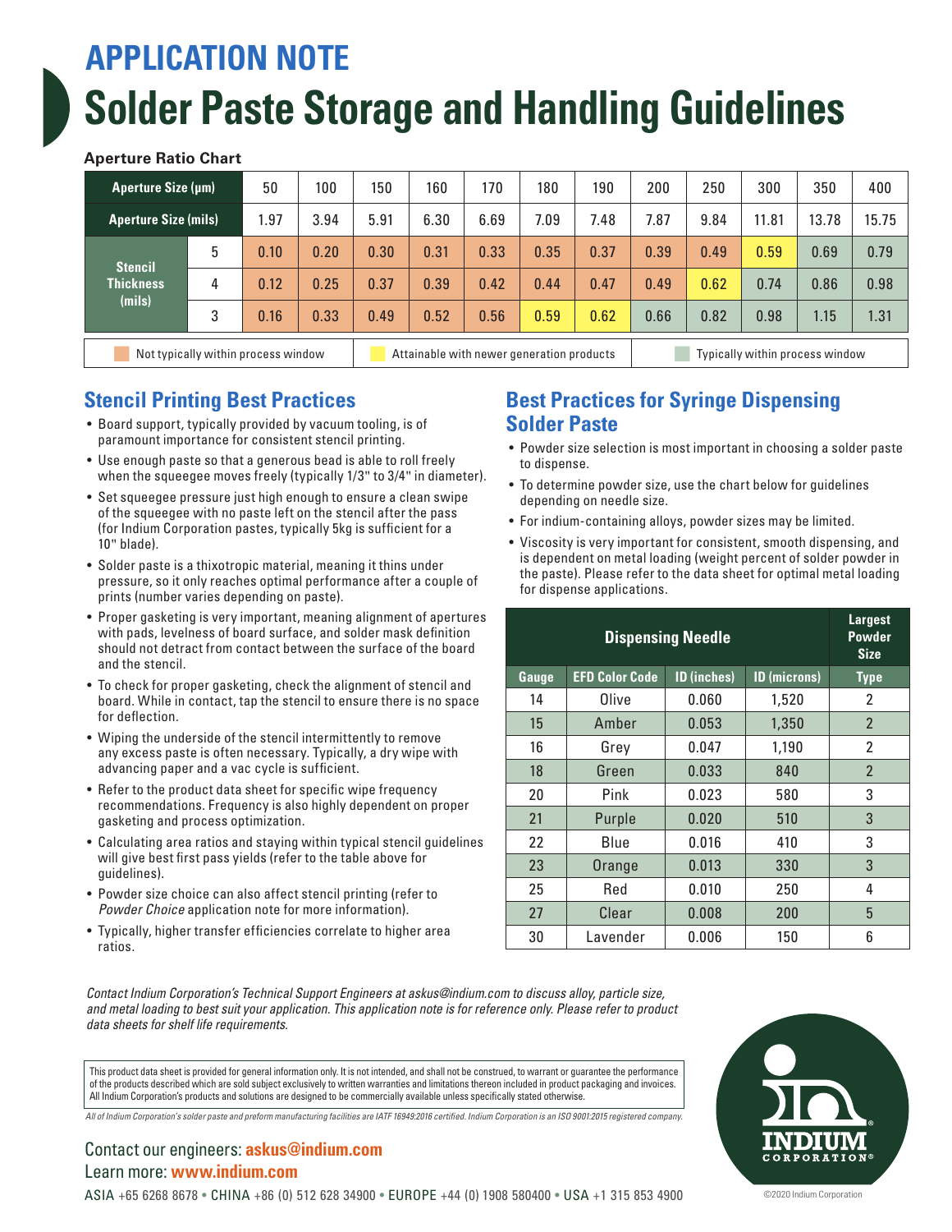# APPLICATION NOTE

# Solder Paste Storage and Handling Guidelines

**Aperture Ratio Chart**

| Aperture Size (µm) | | 50 | 100 | 150 | 160 | 170 | 180 | 190 | 200 | 250 | 300 | 350 | 400 |
|---|---|---|---|---|---|---|---|---|---|---|---|---|---|
| Aperture Size (mils) | | 1.97 | 3.94 | 5.91 | 6.30 | 6.69 | 7.09 | 7.48 | 7.87 | 9.84 | 11.81 | 13.78 | 15.75 |
| Stencil Thickness (mils) | 5 | 0.10 | 0.20 | 0.30 | 0.31 | 0.33 | 0.35 | 0.37 | 0.39 | 0.49 | 0.59 | 0.69 | 0.79 |
| | 4 | 0.12 | 0.25 | 0.37 | 0.39 | 0.42 | 0.44 | 0.47 | 0.49 | 0.62 | 0.74 | 0.86 | 0.98 |
| | 3 | 0.16 | 0.33 | 0.49 | 0.52 | 0.56 | 0.59 | 0.62 | 0.66 | 0.82 | 0.98 | 1.15 | 1.31 |

Not typically within process window | Attainable with newer generation products | Typically within process window

## Stencil Printing Best Practices

- Board support, typically provided by vacuum tooling, is of paramount importance for consistent stencil printing.
- Use enough paste so that a generous bead is able to roll freely when the squeegee moves freely (typically 1/3" to 3/4" in diameter).
- Set squeegee pressure just high enough to ensure a clean swipe of the squeegee with no paste left on the stencil after the pass (for Indium Corporation pastes, typically 5kg is sufficient for a 10" blade).
- Solder paste is a thixotropic material, meaning it thins under pressure, so it only reaches optimal performance after a couple of prints (number varies depending on paste).
- Proper gasketing is very important, meaning alignment of apertures with pads, levelness of board surface, and solder mask definition should not detract from contact between the surface of the board and the stencil.
- To check for proper gasketing, check the alignment of stencil and board. While in contact, tap the stencil to ensure there is no space for deflection.
- Wiping the underside of the stencil intermittently to remove any excess paste is often necessary. Typically, a dry wipe with advancing paper and a vac cycle is sufficient.
- Refer to the product data sheet for specific wipe frequency recommendations. Frequency is also highly dependent on proper gasketing and process optimization.
- Calculating area ratios and staying within typical stencil guidelines will give best first pass yields (refer to the table above for guidelines).
- Powder size choice can also affect stencil printing (refer to *Powder Choice* application note for more information).
- Typically, higher transfer efficiencies correlate to higher area ratios.

## Best Practices for Syringe Dispensing Solder Paste

- Powder size selection is most important in choosing a solder paste to dispense.
- To determine powder size, use the chart below for guidelines depending on needle size.
- For indium-containing alloys, powder sizes may be limited.
- Viscosity is very important for consistent, smooth dispensing, and is dependent on metal loading (weight percent of solder powder in the paste). Please refer to the data sheet for optimal metal loading for dispense applications.

| Dispensing Needle | | | | Largest Powder Size |
|---|---|---|---|---|
| Gauge | EFD Color Code | ID (inches) | ID (microns) | Type |
| 14 | Olive | 0.060 | 1,520 | 2 |
| 15 | Amber | 0.053 | 1,350 | 2 |
| 16 | Grey | 0.047 | 1,190 | 2 |
| 18 | Green | 0.033 | 840 | 2 |
| 20 | Pink | 0.023 | 580 | 3 |
| 21 | Purple | 0.020 | 510 | 3 |
| 22 | Blue | 0.016 | 410 | 3 |
| 23 | Orange | 0.013 | 330 | 3 |
| 25 | Red | 0.010 | 250 | 4 |
| 27 | Clear | 0.008 | 200 | 5 |
| 30 | Lavender | 0.006 | 150 | 6 |

*Contact Indium Corporation's Technical Support Engineers at askus@indium.com to discuss alloy, particle size, and metal loading to best suit your application. This application note is for reference only. Please refer to product data sheets for shelf life requirements.*

This product data sheet is provided for general information only. It is not intended, and shall not be construed, to warrant or guarantee the performance of the products described which are sold subject exclusively to written warranties and limitations thereon included in product packaging and invoices. All Indium Corporation's products and solutions are designed to be commercially available unless specifically stated otherwise.

*All of Indium Corporation's solder paste and preform manufacturing facilities are IATF 16949:2016 certified. Indium Corporation is an ISO 9001:2015 registered company.*

Contact our engineers: **askus@indium.com**
Learn more: **www.indium.com**

ASIA +65 6268 8678 • CHINA +86 (0) 512 628 34900 • EUROPE +44 (0) 1908 580400 • USA +1 315 853 4900

INDIUM CORPORATION®

©2020 Indium Corporation